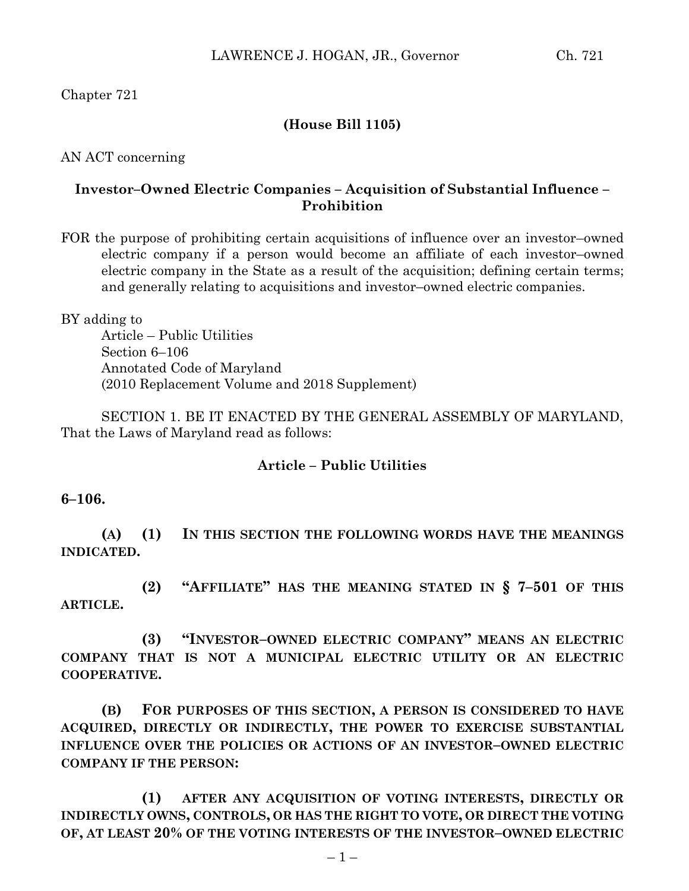Chapter 721

**(House Bill 1105)**

AN ACT concerning

**Investor–Owned Electric Companies – Acquisition of Substantial Influence – Prohibition**

FOR the purpose of prohibiting certain acquisitions of influence over an investor–owned electric company if a person would become an affiliate of each investor–owned electric company in the State as a result of the acquisition; defining certain terms; and generally relating to acquisitions and investor–owned electric companies.

BY adding to
Article – Public Utilities
Section 6–106
Annotated Code of Maryland
(2010 Replacement Volume and 2018 Supplement)

SECTION 1. BE IT ENACTED BY THE GENERAL ASSEMBLY OF MARYLAND, That the Laws of Maryland read as follows:

**Article – Public Utilities**

**6–106.**

**(A) (1) IN THIS SECTION THE FOLLOWING WORDS HAVE THE MEANINGS INDICATED.**

**(2) "AFFILIATE" HAS THE MEANING STATED IN § 7–501 OF THIS ARTICLE.**

**(3) "INVESTOR–OWNED ELECTRIC COMPANY" MEANS AN ELECTRIC COMPANY THAT IS NOT A MUNICIPAL ELECTRIC UTILITY OR AN ELECTRIC COOPERATIVE.**

**(B) FOR PURPOSES OF THIS SECTION, A PERSON IS CONSIDERED TO HAVE ACQUIRED, DIRECTLY OR INDIRECTLY, THE POWER TO EXERCISE SUBSTANTIAL INFLUENCE OVER THE POLICIES OR ACTIONS OF AN INVESTOR–OWNED ELECTRIC COMPANY IF THE PERSON:**

**(1) AFTER ANY ACQUISITION OF VOTING INTERESTS, DIRECTLY OR INDIRECTLY OWNS, CONTROLS, OR HAS THE RIGHT TO VOTE, OR DIRECT THE VOTING OF, AT LEAST 20% OF THE VOTING INTERESTS OF THE INVESTOR–OWNED ELECTRIC**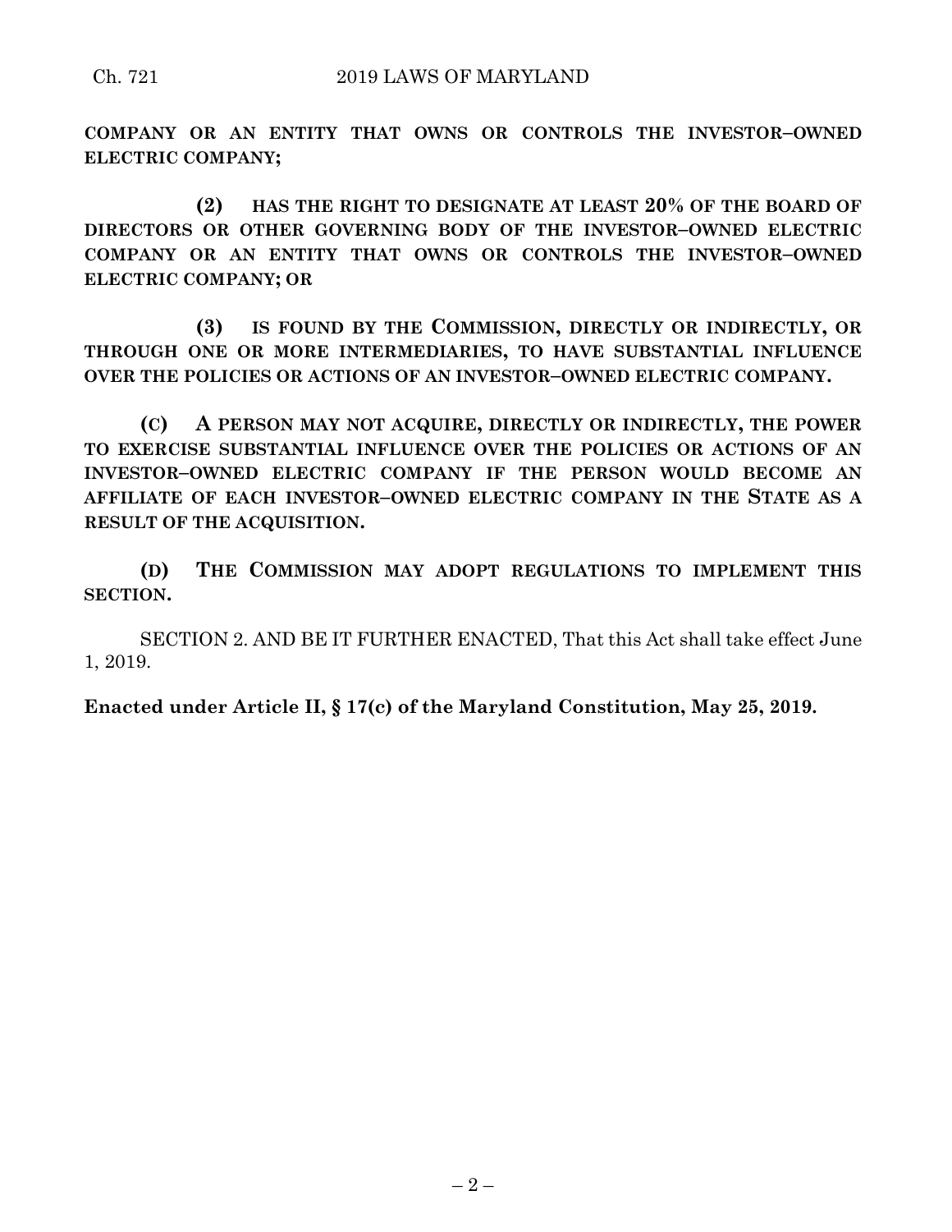**COMPANY OR AN ENTITY THAT OWNS OR CONTROLS THE INVESTOR–OWNED ELECTRIC COMPANY;**

**(2) HAS THE RIGHT TO DESIGNATE AT LEAST 20% OF THE BOARD OF DIRECTORS OR OTHER GOVERNING BODY OF THE INVESTOR–OWNED ELECTRIC COMPANY OR AN ENTITY THAT OWNS OR CONTROLS THE INVESTOR–OWNED ELECTRIC COMPANY; OR**

**(3) IS FOUND BY THE COMMISSION, DIRECTLY OR INDIRECTLY, OR THROUGH ONE OR MORE INTERMEDIARIES, TO HAVE SUBSTANTIAL INFLUENCE OVER THE POLICIES OR ACTIONS OF AN INVESTOR–OWNED ELECTRIC COMPANY.**

**(C) A PERSON MAY NOT ACQUIRE, DIRECTLY OR INDIRECTLY, THE POWER TO EXERCISE SUBSTANTIAL INFLUENCE OVER THE POLICIES OR ACTIONS OF AN INVESTOR–OWNED ELECTRIC COMPANY IF THE PERSON WOULD BECOME AN AFFILIATE OF EACH INVESTOR–OWNED ELECTRIC COMPANY IN THE STATE AS A RESULT OF THE ACQUISITION.**

**(D) THE COMMISSION MAY ADOPT REGULATIONS TO IMPLEMENT THIS SECTION.**

SECTION 2. AND BE IT FURTHER ENACTED, That this Act shall take effect June 1, 2019.

**Enacted under Article II, § 17(c) of the Maryland Constitution, May 25, 2019.**